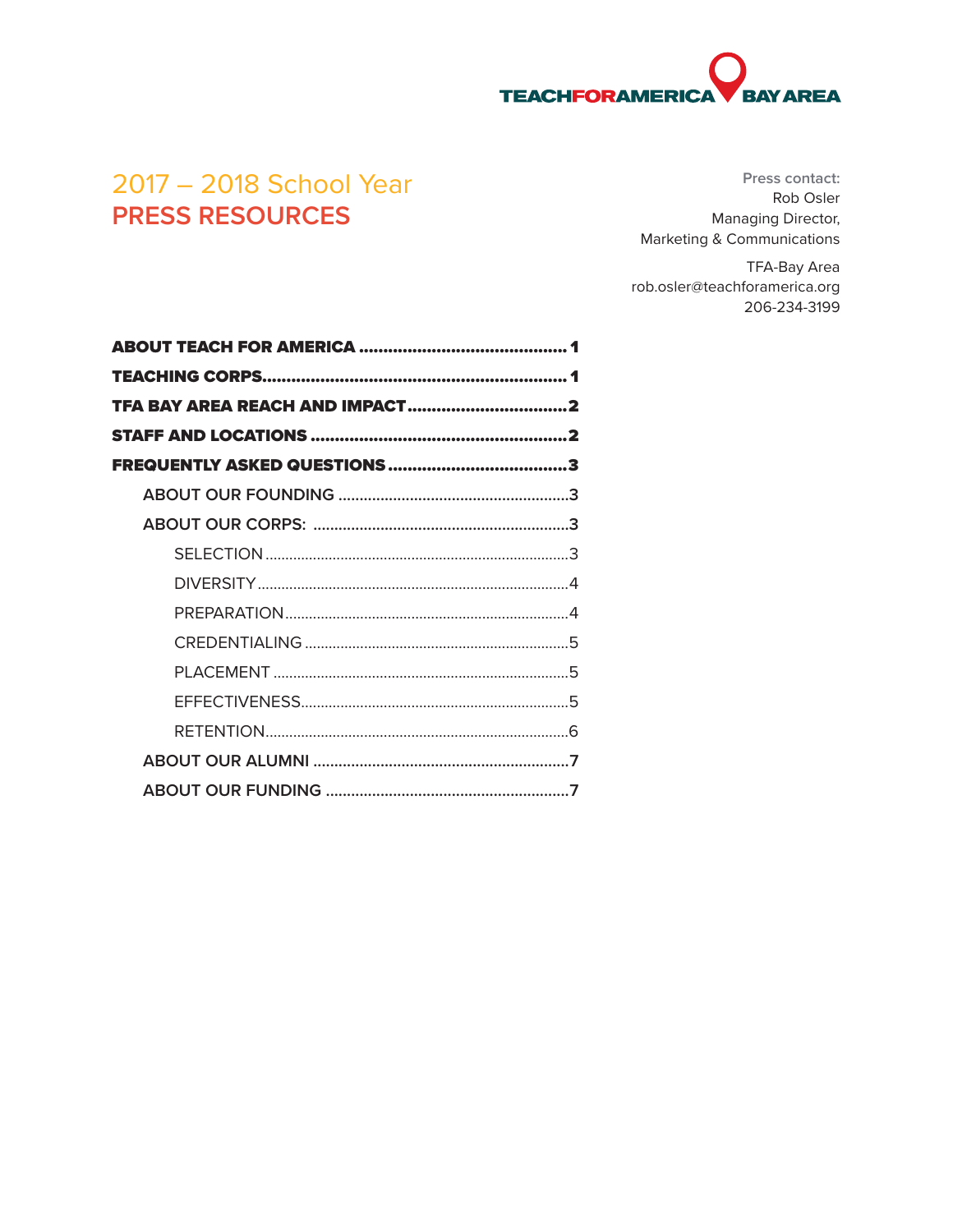TEACHFORAMERICA BAY AREA

# 2017 – 2018 School Year
# PRESS RESOURCES

**Press contact:**
Rob Osler
Managing Director,
Marketing & Communications

TFA-Bay Area
rob.osler@teachforamerica.org
206-234-3199

**ABOUT TEACH FOR AMERICA** .......................................... 1
**TEACHING CORPS**.............................................................. 1
**TFA BAY AREA REACH AND IMPACT** .................................2
**STAFF AND LOCATIONS** ....................................................2
**FREQUENTLY ASKED QUESTIONS** .....................................3
- **ABOUT OUR FOUNDING** ......................................................3
- **ABOUT OUR CORPS:** ...........................................................3
  - SELECTION ..........................................................................3
  - DIVERSITY ............................................................................4
  - PREPARATION.......................................................................4
  - CREDENTIALING ..................................................................5
  - PLACEMENT .........................................................................5
  - EFFECTIVENESS...................................................................5
  - RETENTION...........................................................................6
- **ABOUT OUR ALUMNI** ............................................................7
- **ABOUT OUR FUNDING** ..........................................................7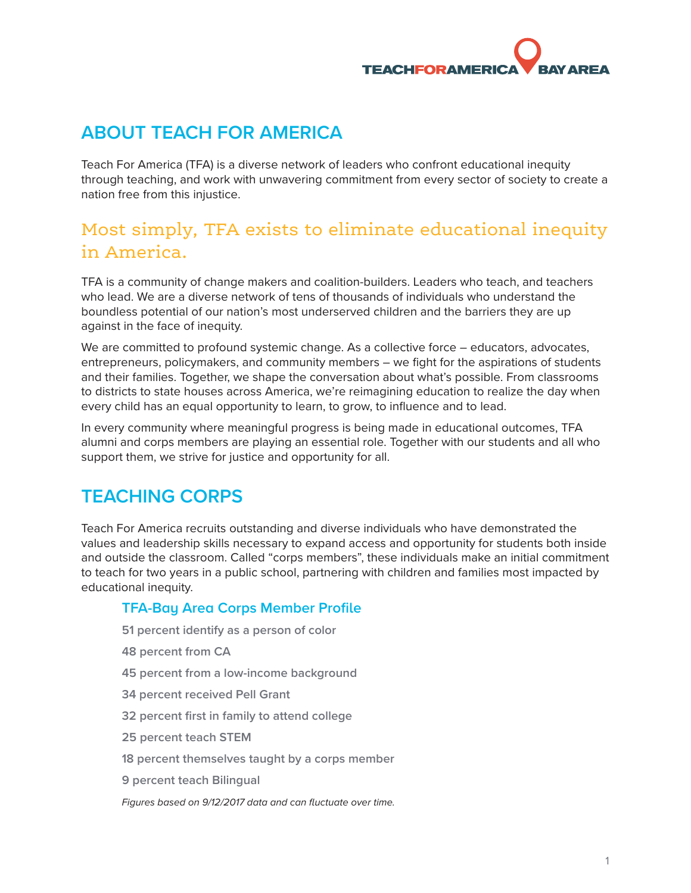## ABOUT TEACH FOR AMERICA

Teach For America (TFA) is a diverse network of leaders who confront educational inequity through teaching, and work with unwavering commitment from every sector of society to create a nation free from this injustice.

### Most simply, TFA exists to eliminate educational inequity in America.

TFA is a community of change makers and coalition-builders. Leaders who teach, and teachers who lead. We are a diverse network of tens of thousands of individuals who understand the boundless potential of our nation's most underserved children and the barriers they are up against in the face of inequity.

We are committed to profound systemic change. As a collective force – educators, advocates, entrepreneurs, policymakers, and community members – we fight for the aspirations of students and their families. Together, we shape the conversation about what's possible. From classrooms to districts to state houses across America, we're reimagining education to realize the day when every child has an equal opportunity to learn, to grow, to influence and to lead.

In every community where meaningful progress is being made in educational outcomes, TFA alumni and corps members are playing an essential role. Together with our students and all who support them, we strive for justice and opportunity for all.

## TEACHING CORPS

Teach For America recruits outstanding and diverse individuals who have demonstrated the values and leadership skills necessary to expand access and opportunity for students both inside and outside the classroom. Called "corps members", these individuals make an initial commitment to teach for two years in a public school, partnering with children and families most impacted by educational inequity.

### TFA-Bay Area Corps Member Profile

**51 percent identify as a person of color**

**48 percent from CA**

**45 percent from a low-income background**

**34 percent received Pell Grant**

**32 percent first in family to attend college**

**25 percent teach STEM**

**18 percent themselves taught by a corps member**

**9 percent teach Bilingual**

*Figures based on 9/12/2017 data and can fluctuate over time.*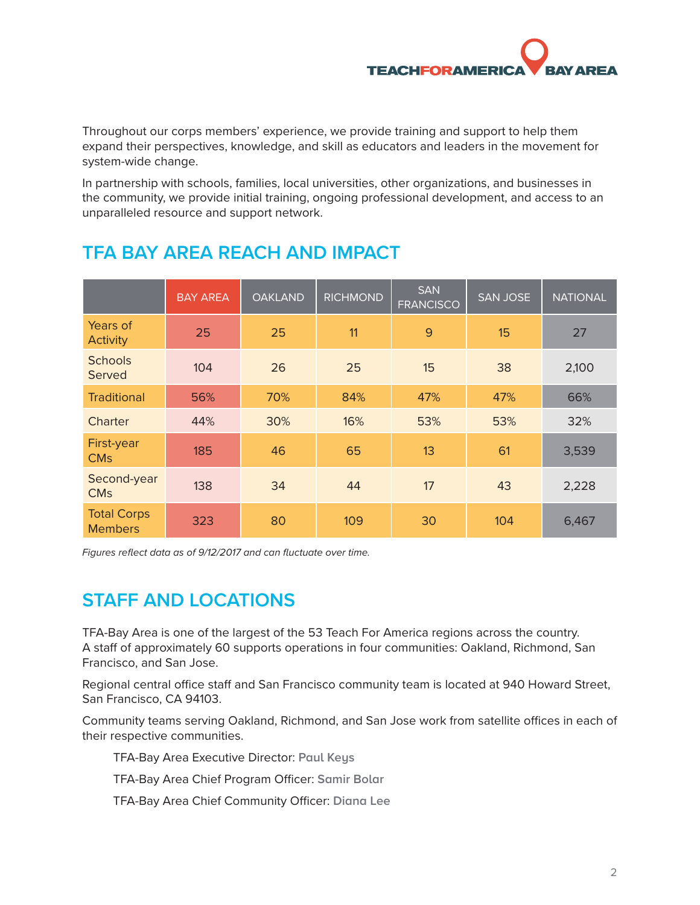Throughout our corps members' experience, we provide training and support to help them expand their perspectives, knowledge, and skill as educators and leaders in the movement for system-wide change.

In partnership with schools, families, local universities, other organizations, and businesses in the community, we provide initial training, ongoing professional development, and access to an unparalleled resource and support network.

## TFA BAY AREA REACH AND IMPACT

| | BAY AREA | OAKLAND | RICHMOND | SAN FRANCISCO | SAN JOSE | NATIONAL |
|---|---|---|---|---|---|---|
| Years of Activity | 25 | 25 | 11 | 9 | 15 | 27 |
| Schools Served | 104 | 26 | 25 | 15 | 38 | 2,100 |
| Traditional | 56% | 70% | 84% | 47% | 47% | 66% |
| Charter | 44% | 30% | 16% | 53% | 53% | 32% |
| First-year CMs | 185 | 46 | 65 | 13 | 61 | 3,539 |
| Second-year CMs | 138 | 34 | 44 | 17 | 43 | 2,228 |
| Total Corps Members | 323 | 80 | 109 | 30 | 104 | 6,467 |

*Figures reflect data as of 9/12/2017 and can fluctuate over time.*

## STAFF AND LOCATIONS

TFA-Bay Area is one of the largest of the 53 Teach For America regions across the country. A staff of approximately 60 supports operations in four communities: Oakland, Richmond, San Francisco, and San Jose.

Regional central office staff and San Francisco community team is located at 940 Howard Street, San Francisco, CA 94103.

Community teams serving Oakland, Richmond, and San Jose work from satellite offices in each of their respective communities.

TFA-Bay Area Executive Director: **Paul Keys**

TFA-Bay Area Chief Program Officer: **Samir Bolar**

TFA-Bay Area Chief Community Officer: **Diana Lee**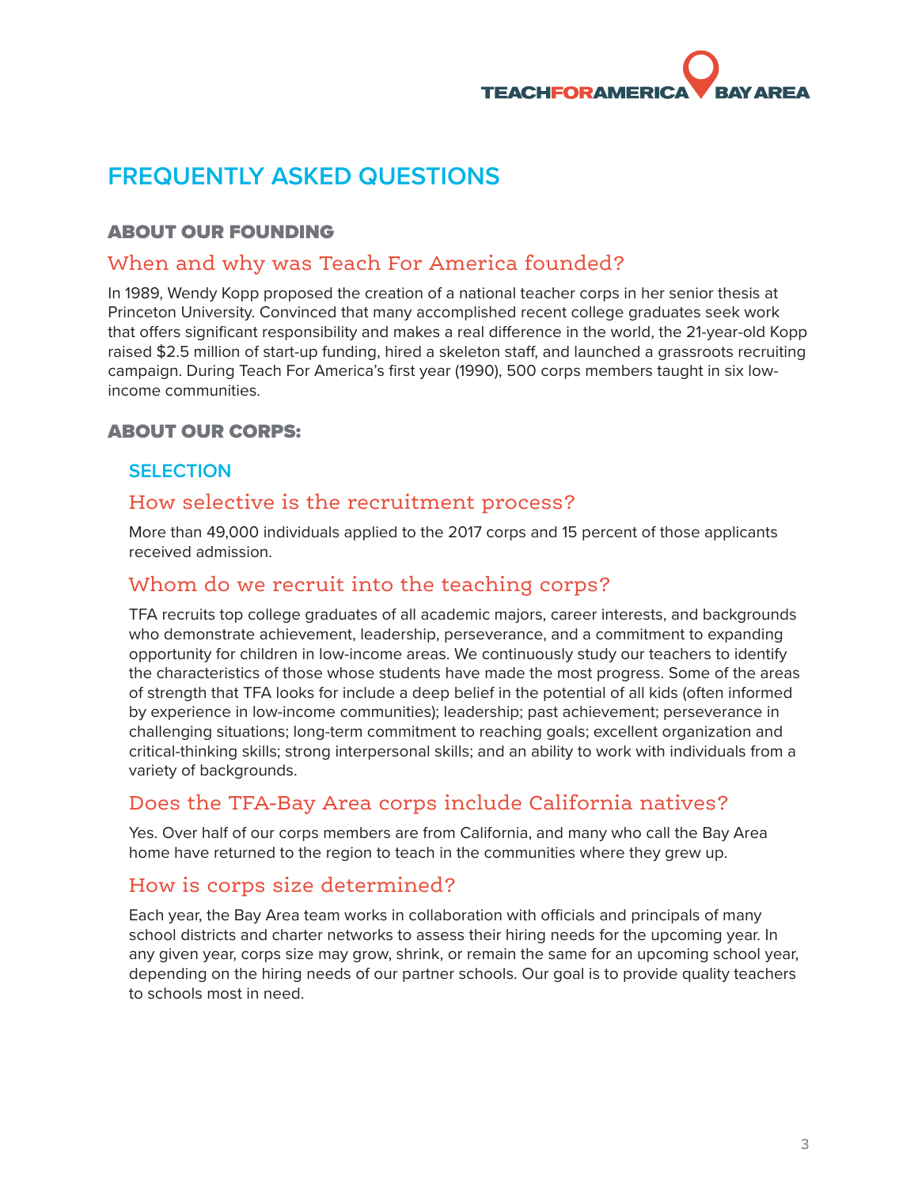# FREQUENTLY ASKED QUESTIONS

## ABOUT OUR FOUNDING

### When and why was Teach For America founded?

In 1989, Wendy Kopp proposed the creation of a national teacher corps in her senior thesis at Princeton University. Convinced that many accomplished recent college graduates seek work that offers significant responsibility and makes a real difference in the world, the 21-year-old Kopp raised $2.5 million of start-up funding, hired a skeleton staff, and launched a grassroots recruiting campaign. During Teach For America's first year (1990), 500 corps members taught in six low-income communities.

## ABOUT OUR CORPS:

### SELECTION

#### How selective is the recruitment process?

More than 49,000 individuals applied to the 2017 corps and 15 percent of those applicants received admission.

#### Whom do we recruit into the teaching corps?

TFA recruits top college graduates of all academic majors, career interests, and backgrounds who demonstrate achievement, leadership, perseverance, and a commitment to expanding opportunity for children in low-income areas. We continuously study our teachers to identify the characteristics of those whose students have made the most progress. Some of the areas of strength that TFA looks for include a deep belief in the potential of all kids (often informed by experience in low-income communities); leadership; past achievement; perseverance in challenging situations; long-term commitment to reaching goals; excellent organization and critical-thinking skills; strong interpersonal skills; and an ability to work with individuals from a variety of backgrounds.

#### Does the TFA-Bay Area corps include California natives?

Yes. Over half of our corps members are from California, and many who call the Bay Area home have returned to the region to teach in the communities where they grew up.

#### How is corps size determined?

Each year, the Bay Area team works in collaboration with officials and principals of many school districts and charter networks to assess their hiring needs for the upcoming year. In any given year, corps size may grow, shrink, or remain the same for an upcoming school year, depending on the hiring needs of our partner schools. Our goal is to provide quality teachers to schools most in need.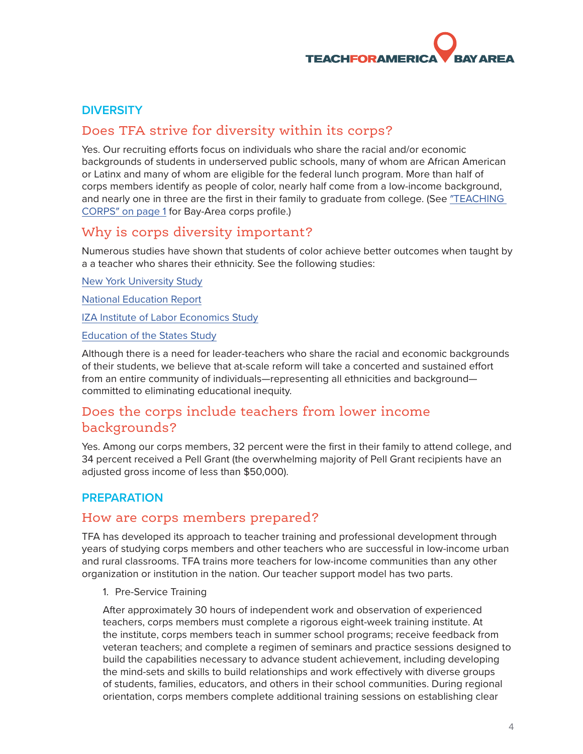## DIVERSITY

### Does TFA strive for diversity within its corps?

Yes. Our recruiting efforts focus on individuals who share the racial and/or economic backgrounds of students in underserved public schools, many of whom are African American or Latinx and many of whom are eligible for the federal lunch program. More than half of corps members identify as people of color, nearly half come from a low-income background, and nearly one in three are the first in their family to graduate from college. (See "TEACHING CORPS" on page 1 for Bay-Area corps profile.)

### Why is corps diversity important?

Numerous studies have shown that students of color achieve better outcomes when taught by a a teacher who shares their ethnicity. See the following studies:

New York University Study

National Education Report

IZA Institute of Labor Economics Study

Education of the States Study

Although there is a need for leader-teachers who share the racial and economic backgrounds of their students, we believe that at-scale reform will take a concerted and sustained effort from an entire community of individuals—representing all ethnicities and background—committed to eliminating educational inequity.

### Does the corps include teachers from lower income backgrounds?

Yes. Among our corps members, 32 percent were the first in their family to attend college, and 34 percent received a Pell Grant (the overwhelming majority of Pell Grant recipients have an adjusted gross income of less than $50,000).

## PREPARATION

### How are corps members prepared?

TFA has developed its approach to teacher training and professional development through years of studying corps members and other teachers who are successful in low-income urban and rural classrooms. TFA trains more teachers for low-income communities than any other organization or institution in the nation. Our teacher support model has two parts.

1. Pre-Service Training

After approximately 30 hours of independent work and observation of experienced teachers, corps members must complete a rigorous eight-week training institute. At the institute, corps members teach in summer school programs; receive feedback from veteran teachers; and complete a regimen of seminars and practice sessions designed to build the capabilities necessary to advance student achievement, including developing the mind-sets and skills to build relationships and work effectively with diverse groups of students, families, educators, and others in their school communities. During regional orientation, corps members complete additional training sessions on establishing clear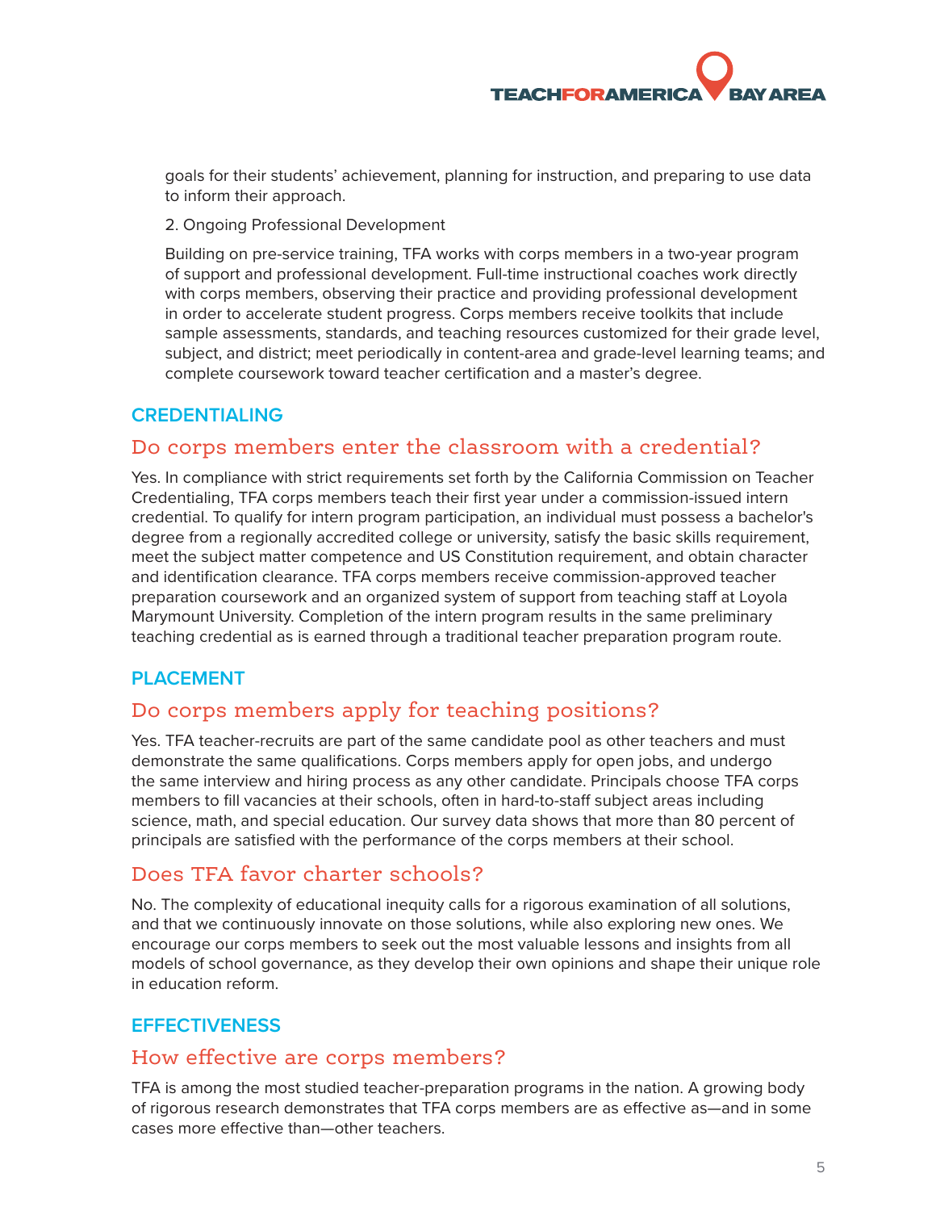goals for their students' achievement, planning for instruction, and preparing to use data to inform their approach.

2. Ongoing Professional Development

Building on pre-service training, TFA works with corps members in a two-year program of support and professional development. Full-time instructional coaches work directly with corps members, observing their practice and providing professional development in order to accelerate student progress. Corps members receive toolkits that include sample assessments, standards, and teaching resources customized for their grade level, subject, and district; meet periodically in content-area and grade-level learning teams; and complete coursework toward teacher certification and a master's degree.

## CREDENTIALING

### Do corps members enter the classroom with a credential?

Yes. In compliance with strict requirements set forth by the California Commission on Teacher Credentialing, TFA corps members teach their first year under a commission-issued intern credential. To qualify for intern program participation, an individual must possess a bachelor's degree from a regionally accredited college or university, satisfy the basic skills requirement, meet the subject matter competence and US Constitution requirement, and obtain character and identification clearance. TFA corps members receive commission-approved teacher preparation coursework and an organized system of support from teaching staff at Loyola Marymount University. Completion of the intern program results in the same preliminary teaching credential as is earned through a traditional teacher preparation program route.

## PLACEMENT

### Do corps members apply for teaching positions?

Yes. TFA teacher-recruits are part of the same candidate pool as other teachers and must demonstrate the same qualifications. Corps members apply for open jobs, and undergo the same interview and hiring process as any other candidate. Principals choose TFA corps members to fill vacancies at their schools, often in hard-to-staff subject areas including science, math, and special education. Our survey data shows that more than 80 percent of principals are satisfied with the performance of the corps members at their school.

### Does TFA favor charter schools?

No. The complexity of educational inequity calls for a rigorous examination of all solutions, and that we continuously innovate on those solutions, while also exploring new ones. We encourage our corps members to seek out the most valuable lessons and insights from all models of school governance, as they develop their own opinions and shape their unique role in education reform.

## EFFECTIVENESS

### How effective are corps members?

TFA is among the most studied teacher-preparation programs in the nation. A growing body of rigorous research demonstrates that TFA corps members are as effective as—and in some cases more effective than—other teachers.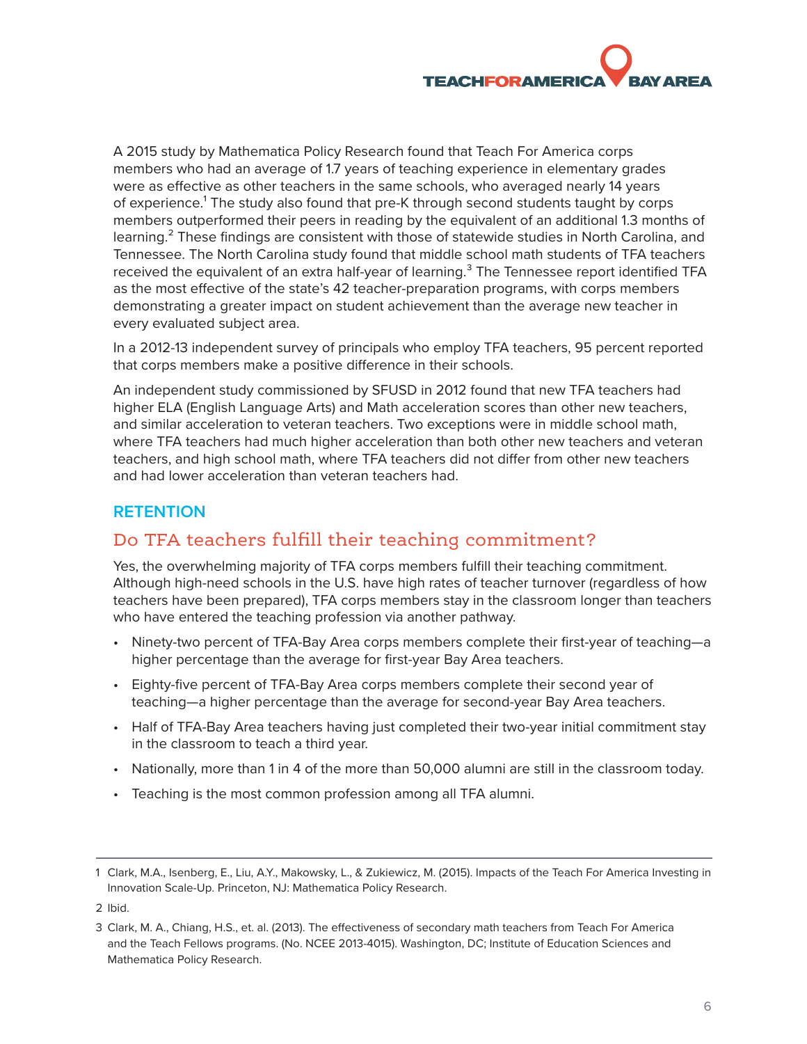A 2015 study by Mathematica Policy Research found that Teach For America corps members who had an average of 1.7 years of teaching experience in elementary grades were as effective as other teachers in the same schools, who averaged nearly 14 years of experience.[1] The study also found that pre-K through second students taught by corps members outperformed their peers in reading by the equivalent of an additional 1.3 months of learning.[2] These findings are consistent with those of statewide studies in North Carolina, and Tennessee. The North Carolina study found that middle school math students of TFA teachers received the equivalent of an extra half-year of learning.[3] The Tennessee report identified TFA as the most effective of the state's 42 teacher-preparation programs, with corps members demonstrating a greater impact on student achievement than the average new teacher in every evaluated subject area.

In a 2012-13 independent survey of principals who employ TFA teachers, 95 percent reported that corps members make a positive difference in their schools.

An independent study commissioned by SFUSD in 2012 found that new TFA teachers had higher ELA (English Language Arts) and Math acceleration scores than other new teachers, and similar acceleration to veteran teachers. Two exceptions were in middle school math, where TFA teachers had much higher acceleration than both other new teachers and veteran teachers, and high school math, where TFA teachers did not differ from other new teachers and had lower acceleration than veteran teachers had.

## RETENTION

### Do TFA teachers fulfill their teaching commitment?

Yes, the overwhelming majority of TFA corps members fulfill their teaching commitment. Although high-need schools in the U.S. have high rates of teacher turnover (regardless of how teachers have been prepared), TFA corps members stay in the classroom longer than teachers who have entered the teaching profession via another pathway.

- Ninety-two percent of TFA-Bay Area corps members complete their first-year of teaching—a higher percentage than the average for first-year Bay Area teachers.
- Eighty-five percent of TFA-Bay Area corps members complete their second year of teaching—a higher percentage than the average for second-year Bay Area teachers.
- Half of TFA-Bay Area teachers having just completed their two-year initial commitment stay in the classroom to teach a third year.
- Nationally, more than 1 in 4 of the more than 50,000 alumni are still in the classroom today.
- Teaching is the most common profession among all TFA alumni.

---

1 Clark, M.A., Isenberg, E., Liu, A.Y., Makowsky, L., & Zukiewicz, M. (2015). Impacts of the Teach For America Investing in Innovation Scale-Up. Princeton, NJ: Mathematica Policy Research.

2 Ibid.

3 Clark, M. A., Chiang, H.S., et. al. (2013). The effectiveness of secondary math teachers from Teach For America and the Teach Fellows programs. (No. NCEE 2013-4015). Washington, DC; Institute of Education Sciences and Mathematica Policy Research.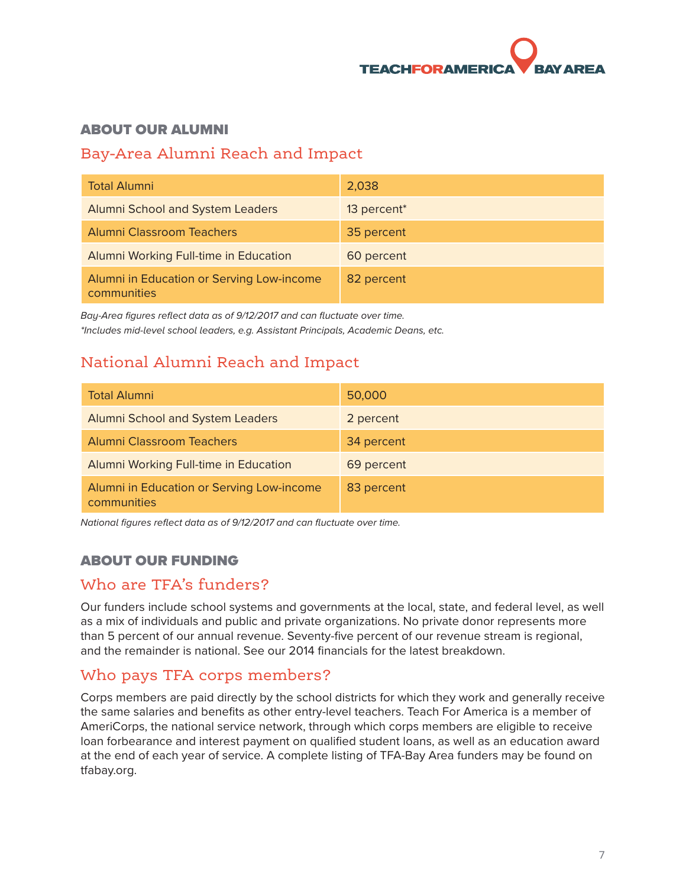## ABOUT OUR ALUMNI

### Bay-Area Alumni Reach and Impact

| Total Alumni | 2,038 |
|---|---|
| Alumni School and System Leaders | 13 percent* |
| Alumni Classroom Teachers | 35 percent |
| Alumni Working Full-time in Education | 60 percent |
| Alumni in Education or Serving Low-income communities | 82 percent |

*Bay-Area figures reflect data as of 9/12/2017 and can fluctuate over time.*

*\*Includes mid-level school leaders, e.g. Assistant Principals, Academic Deans, etc.*

### National Alumni Reach and Impact

| Total Alumni | 50,000 |
|---|---|
| Alumni School and System Leaders | 2 percent |
| Alumni Classroom Teachers | 34 percent |
| Alumni Working Full-time in Education | 69 percent |
| Alumni in Education or Serving Low-income communities | 83 percent |

*National figures reflect data as of 9/12/2017 and can fluctuate over time.*

## ABOUT OUR FUNDING

### Who are TFA's funders?

Our funders include school systems and governments at the local, state, and federal level, as well as a mix of individuals and public and private organizations. No private donor represents more than 5 percent of our annual revenue. Seventy-five percent of our revenue stream is regional, and the remainder is national. See our 2014 financials for the latest breakdown.

### Who pays TFA corps members?

Corps members are paid directly by the school districts for which they work and generally receive the same salaries and benefits as other entry-level teachers. Teach For America is a member of AmeriCorps, the national service network, through which corps members are eligible to receive loan forbearance and interest payment on qualified student loans, as well as an education award at the end of each year of service. A complete listing of TFA-Bay Area funders may be found on tfabay.org.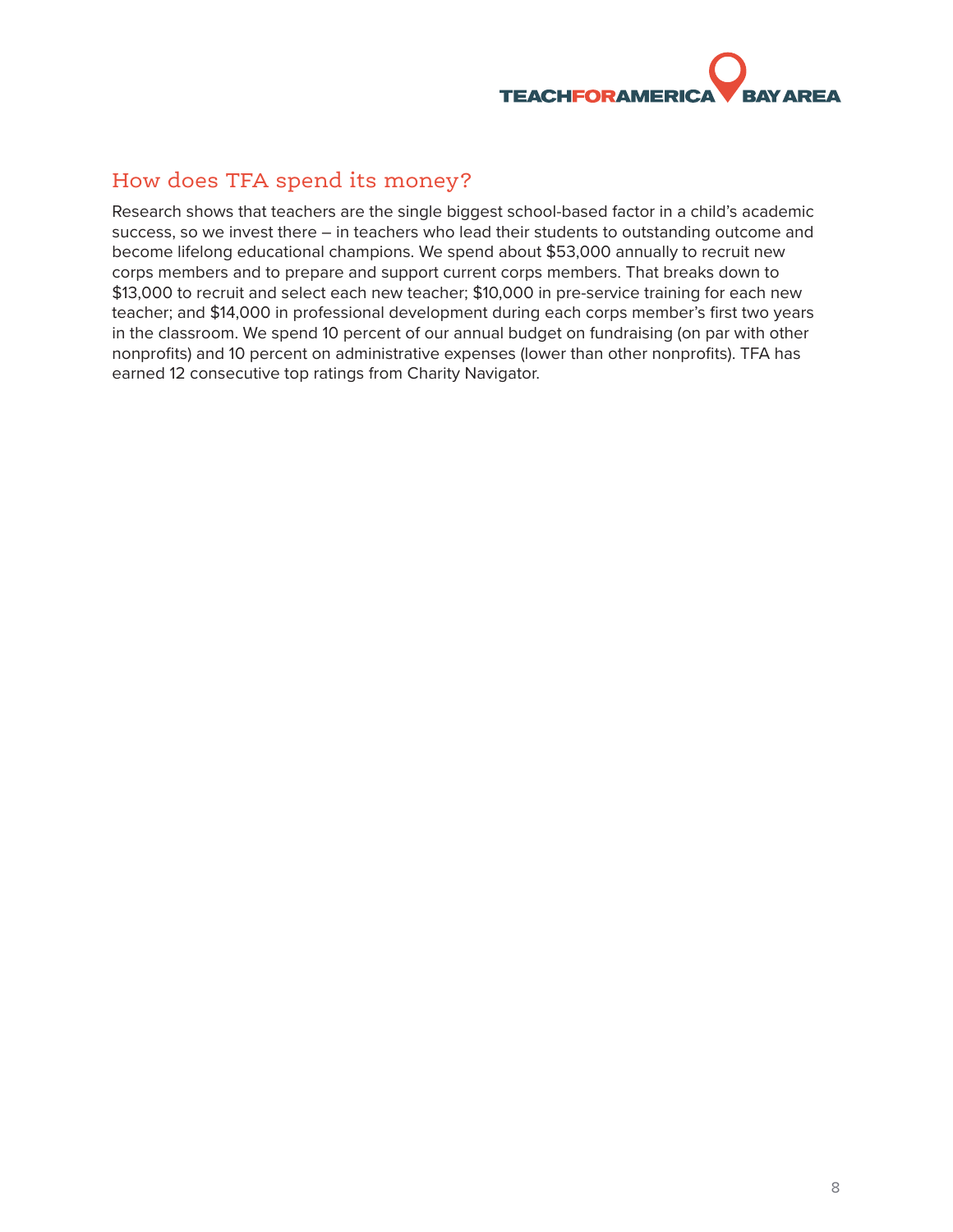## How does TFA spend its money?

Research shows that teachers are the single biggest school-based factor in a child's academic success, so we invest there – in teachers who lead their students to outstanding outcome and become lifelong educational champions. We spend about $53,000 annually to recruit new corps members and to prepare and support current corps members. That breaks down to $13,000 to recruit and select each new teacher; $10,000 in pre-service training for each new teacher; and $14,000 in professional development during each corps member's first two years in the classroom. We spend 10 percent of our annual budget on fundraising (on par with other nonprofits) and 10 percent on administrative expenses (lower than other nonprofits). TFA has earned 12 consecutive top ratings from Charity Navigator.